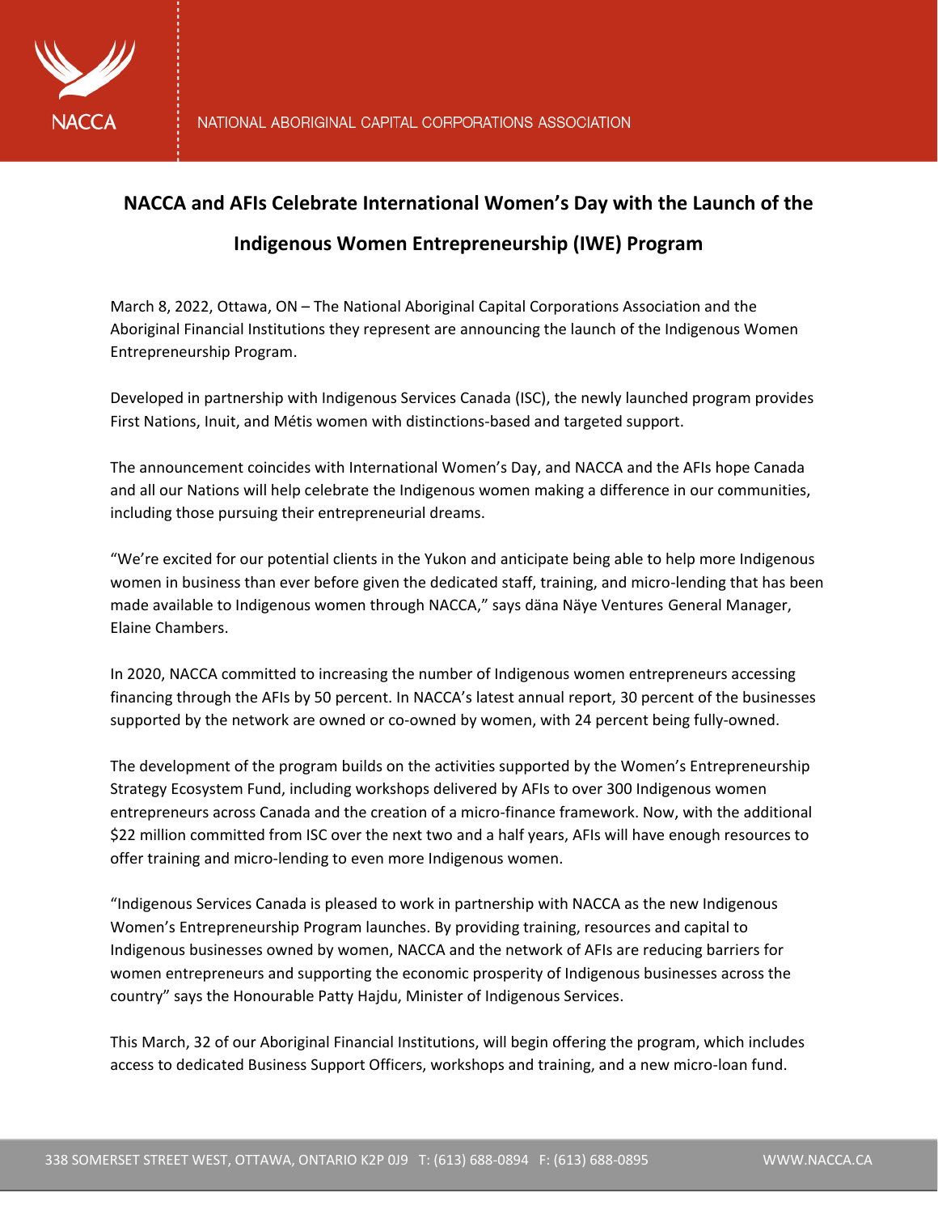NACCA

NATIONAL ABORIGINAL CAPITAL CORPORATIONS ASSOCIATION

# NACCA and AFIs Celebrate International Women's Day with the Launch of the Indigenous Women Entrepreneurship (IWE) Program

March 8, 2022, Ottawa, ON – The National Aboriginal Capital Corporations Association and the Aboriginal Financial Institutions they represent are announcing the launch of the Indigenous Women Entrepreneurship Program.

Developed in partnership with Indigenous Services Canada (ISC), the newly launched program provides First Nations, Inuit, and Métis women with distinctions-based and targeted support.

The announcement coincides with International Women's Day, and NACCA and the AFIs hope Canada and all our Nations will help celebrate the Indigenous women making a difference in our communities, including those pursuing their entrepreneurial dreams.

"We're excited for our potential clients in the Yukon and anticipate being able to help more Indigenous women in business than ever before given the dedicated staff, training, and micro-lending that has been made available to Indigenous women through NACCA," says däna Näye Ventures General Manager, Elaine Chambers.

In 2020, NACCA committed to increasing the number of Indigenous women entrepreneurs accessing financing through the AFIs by 50 percent. In NACCA's latest annual report, 30 percent of the businesses supported by the network are owned or co-owned by women, with 24 percent being fully-owned.

The development of the program builds on the activities supported by the Women's Entrepreneurship Strategy Ecosystem Fund, including workshops delivered by AFIs to over 300 Indigenous women entrepreneurs across Canada and the creation of a micro-finance framework. Now, with the additional $22 million committed from ISC over the next two and a half years, AFIs will have enough resources to offer training and micro-lending to even more Indigenous women.

"Indigenous Services Canada is pleased to work in partnership with NACCA as the new Indigenous Women's Entrepreneurship Program launches. By providing training, resources and capital to Indigenous businesses owned by women, NACCA and the network of AFIs are reducing barriers for women entrepreneurs and supporting the economic prosperity of Indigenous businesses across the country" says the Honourable Patty Hajdu, Minister of Indigenous Services.

This March, 32 of our Aboriginal Financial Institutions, will begin offering the program, which includes access to dedicated Business Support Officers, workshops and training, and a new micro-loan fund.

338 SOMERSET STREET WEST, OTTAWA, ONTARIO K2P 0J9 T: (613) 688-0894 F: (613) 688-0895 WWW.NACCA.CA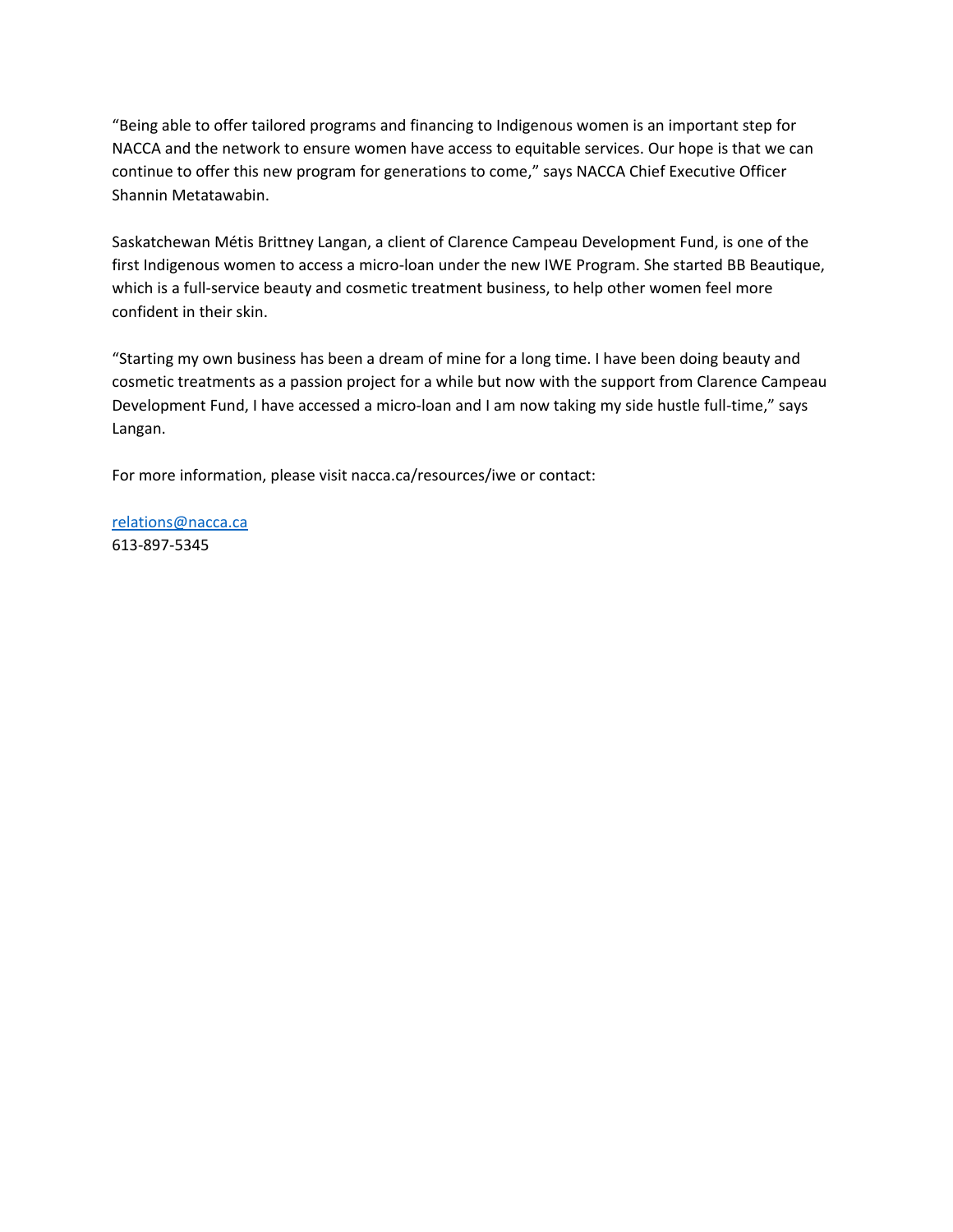"Being able to offer tailored programs and financing to Indigenous women is an important step for NACCA and the network to ensure women have access to equitable services. Our hope is that we can continue to offer this new program for generations to come," says NACCA Chief Executive Officer Shannin Metatawabin.

Saskatchewan Métis Brittney Langan, a client of Clarence Campeau Development Fund, is one of the first Indigenous women to access a micro-loan under the new IWE Program. She started BB Beautique, which is a full-service beauty and cosmetic treatment business, to help other women feel more confident in their skin.

"Starting my own business has been a dream of mine for a long time. I have been doing beauty and cosmetic treatments as a passion project for a while but now with the support from Clarence Campeau Development Fund, I have accessed a micro-loan and I am now taking my side hustle full-time," says Langan.

For more information, please visit nacca.ca/resources/iwe or contact:

relations@nacca.ca
613-897-5345